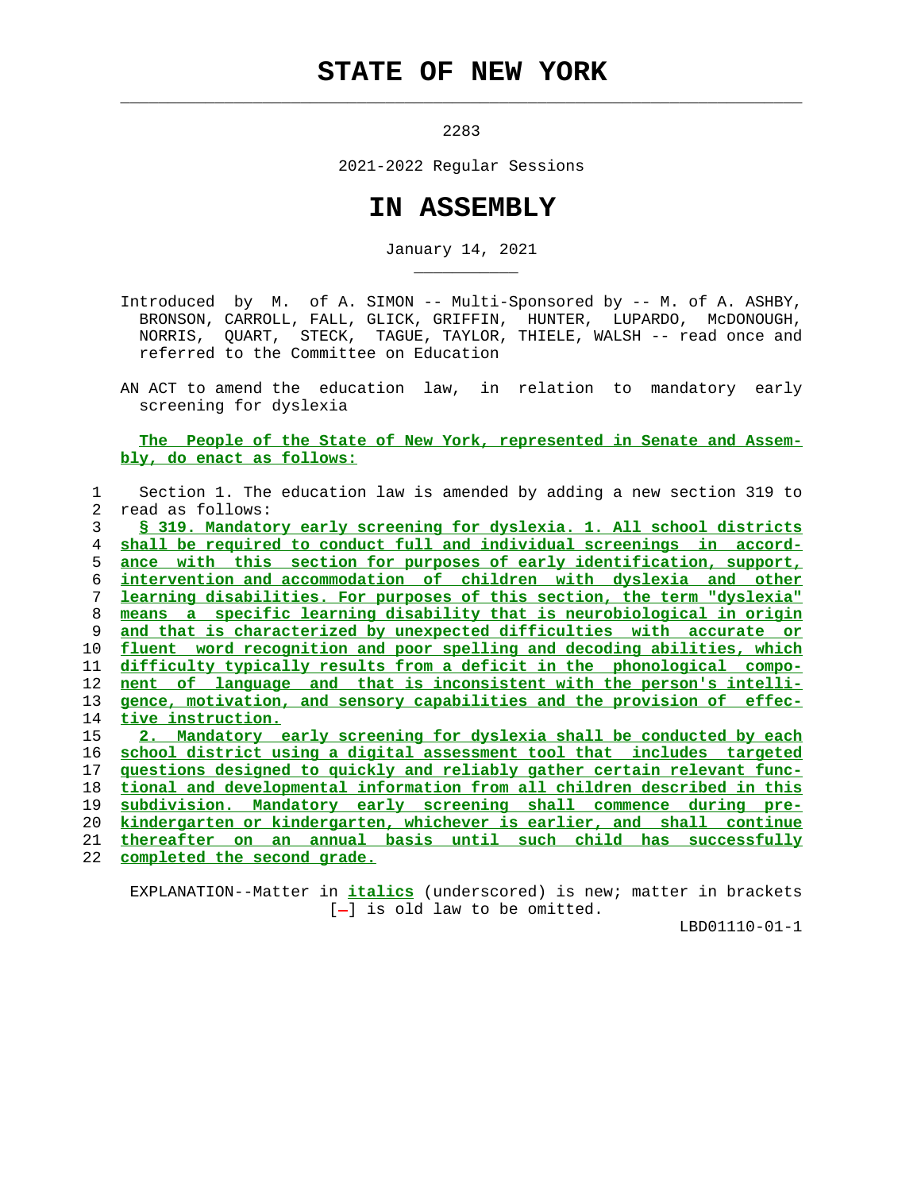# STATE OF NEW YORK

2283

2021-2022 Regular Sessions

# IN ASSEMBLY

January 14, 2021

Introduced by M. of A. SIMON -- Multi-Sponsored by -- M. of A. ASHBY, BRONSON, CARROLL, FALL, GLICK, GRIFFIN, HUNTER, LUPARDO, McDONOUGH, NORRIS, QUART, STECK, TAGUE, TAYLOR, THIELE, WALSH -- read once and referred to the Committee on Education

AN ACT to amend the education law, in relation to mandatory early screening for dyslexia

**The People of the State of New York, represented in Senate and Assembly, do enact as follows:**

Section 1. The education law is amended by adding a new section 319 to read as follows:

**§ 319. Mandatory early screening for dyslexia. 1. All school districts shall be required to conduct full and individual screenings in accordance with this section for purposes of early identification, support, intervention and accommodation of children with dyslexia and other learning disabilities. For purposes of this section, the term "dyslexia" means a specific learning disability that is neurobiological in origin and that is characterized by unexpected difficulties with accurate or fluent word recognition and poor spelling and decoding abilities, which difficulty typically results from a deficit in the phonological component of language and that is inconsistent with the person's intelligence, motivation, and sensory capabilities and the provision of effective instruction.**

**2. Mandatory early screening for dyslexia shall be conducted by each school district using a digital assessment tool that includes targeted questions designed to quickly and reliably gather certain relevant functional and developmental information from all children described in this subdivision. Mandatory early screening shall commence during pre-kindergarten or kindergarten, whichever is earlier, and shall continue thereafter on an annual basis until such child has successfully completed the second grade.**

EXPLANATION--Matter in ***italics*** (underscored) is new; matter in brackets [-] is old law to be omitted.

LBD01110-01-1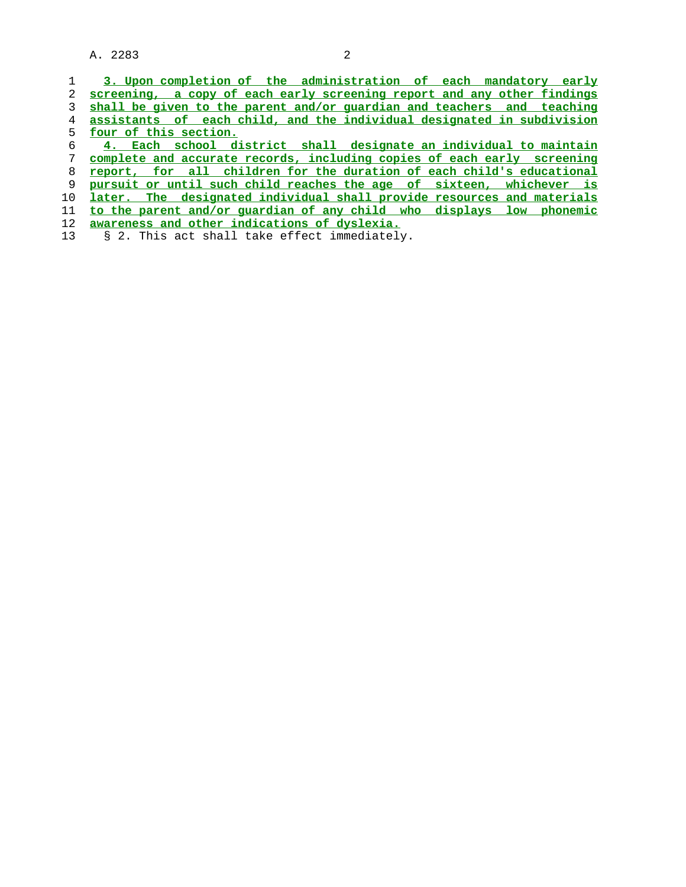3. Upon completion of the administration of each mandatory early screening, a copy of each early screening report and any other findings shall be given to the parent and/or guardian and teachers and teaching assistants of each child, and the individual designated in subdivision four of this section.

4. Each school district shall designate an individual to maintain complete and accurate records, including copies of each early screening report, for all children for the duration of each child's educational pursuit or until such child reaches the age of sixteen, whichever is later. The designated individual shall provide resources and materials to the parent and/or guardian of any child who displays low phonemic awareness and other indications of dyslexia.

§ 2. This act shall take effect immediately.